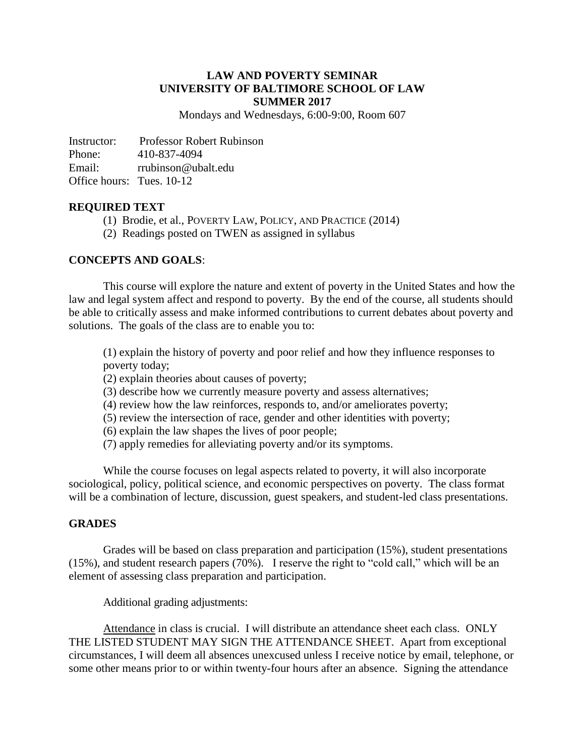# LAW AND POVERTY SEMINAR
# UNIVERSITY OF BALTIMORE SCHOOL OF LAW
# SUMMER 2017

Mondays and Wednesdays, 6:00-9:00, Room 607

Instructor: Professor Robert Rubinson
Phone: 410-837-4094
Email: rrubinson@ubalt.edu
Office hours: Tues. 10-12

## REQUIRED TEXT

(1) Brodie, et al., POVERTY LAW, POLICY, AND PRACTICE (2014)
(2) Readings posted on TWEN as assigned in syllabus

## CONCEPTS AND GOALS:

This course will explore the nature and extent of poverty in the United States and how the law and legal system affect and respond to poverty. By the end of the course, all students should be able to critically assess and make informed contributions to current debates about poverty and solutions. The goals of the class are to enable you to:

(1) explain the history of poverty and poor relief and how they influence responses to poverty today;
(2) explain theories about causes of poverty;
(3) describe how we currently measure poverty and assess alternatives;
(4) review how the law reinforces, responds to, and/or ameliorates poverty;
(5) review the intersection of race, gender and other identities with poverty;
(6) explain the law shapes the lives of poor people;
(7) apply remedies for alleviating poverty and/or its symptoms.

While the course focuses on legal aspects related to poverty, it will also incorporate sociological, policy, political science, and economic perspectives on poverty. The class format will be a combination of lecture, discussion, guest speakers, and student-led class presentations.

## GRADES

Grades will be based on class preparation and participation (15%), student presentations (15%), and student research papers (70%). I reserve the right to "cold call," which will be an element of assessing class preparation and participation.

Additional grading adjustments:

Attendance in class is crucial. I will distribute an attendance sheet each class. ONLY THE LISTED STUDENT MAY SIGN THE ATTENDANCE SHEET. Apart from exceptional circumstances, I will deem all absences unexcused unless I receive notice by email, telephone, or some other means prior to or within twenty-four hours after an absence. Signing the attendance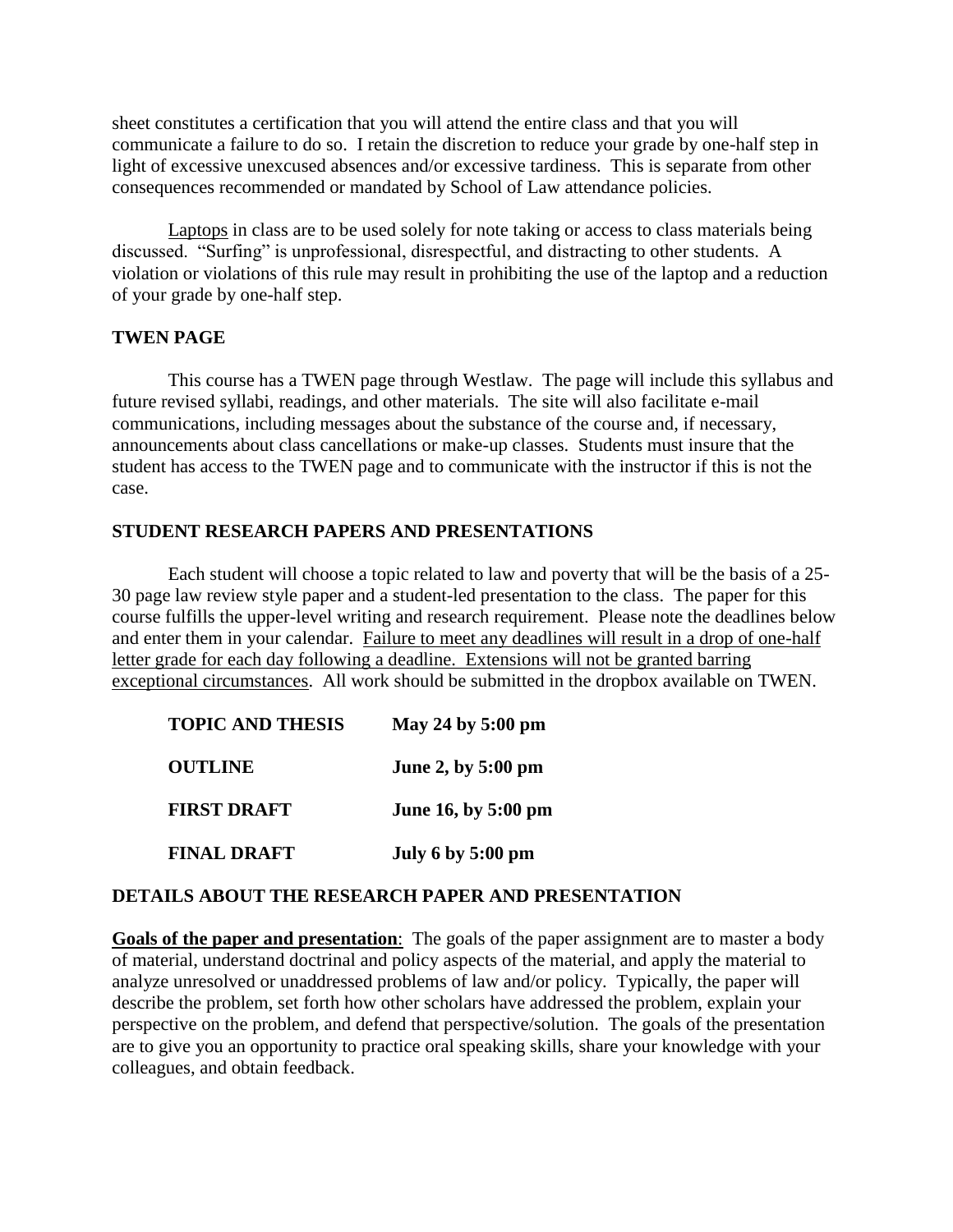sheet constitutes a certification that you will attend the entire class and that you will communicate a failure to do so. I retain the discretion to reduce your grade by one-half step in light of excessive unexcused absences and/or excessive tardiness. This is separate from other consequences recommended or mandated by School of Law attendance policies.

<u>Laptops</u> in class are to be used solely for note taking or access to class materials being discussed. "Surfing" is unprofessional, disrespectful, and distracting to other students. A violation or violations of this rule may result in prohibiting the use of the laptop and a reduction of your grade by one-half step.

**TWEN PAGE**

This course has a TWEN page through Westlaw. The page will include this syllabus and future revised syllabi, readings, and other materials. The site will also facilitate e-mail communications, including messages about the substance of the course and, if necessary, announcements about class cancellations or make-up classes. Students must insure that the student has access to the TWEN page and to communicate with the instructor if this is not the case.

**STUDENT RESEARCH PAPERS AND PRESENTATIONS**

Each student will choose a topic related to law and poverty that will be the basis of a 25-30 page law review style paper and a student-led presentation to the class. The paper for this course fulfills the upper-level writing and research requirement. Please note the deadlines below and enter them in your calendar. <u>Failure to meet any deadlines will result in a drop of one-half letter grade for each day following a deadline. Extensions will not be granted barring exceptional circumstances</u>. All work should be submitted in the dropbox available on TWEN.

| | |
|---|---|
| **TOPIC AND THESIS** | **May 24 by 5:00 pm** |
| **OUTLINE** | **June 2, by 5:00 pm** |
| **FIRST DRAFT** | **June 16, by 5:00 pm** |
| **FINAL DRAFT** | **July 6 by 5:00 pm** |

**DETAILS ABOUT THE RESEARCH PAPER AND PRESENTATION**

**<u>Goals of the paper and presentation</u>**: The goals of the paper assignment are to master a body of material, understand doctrinal and policy aspects of the material, and apply the material to analyze unresolved or unaddressed problems of law and/or policy. Typically, the paper will describe the problem, set forth how other scholars have addressed the problem, explain your perspective on the problem, and defend that perspective/solution. The goals of the presentation are to give you an opportunity to practice oral speaking skills, share your knowledge with your colleagues, and obtain feedback.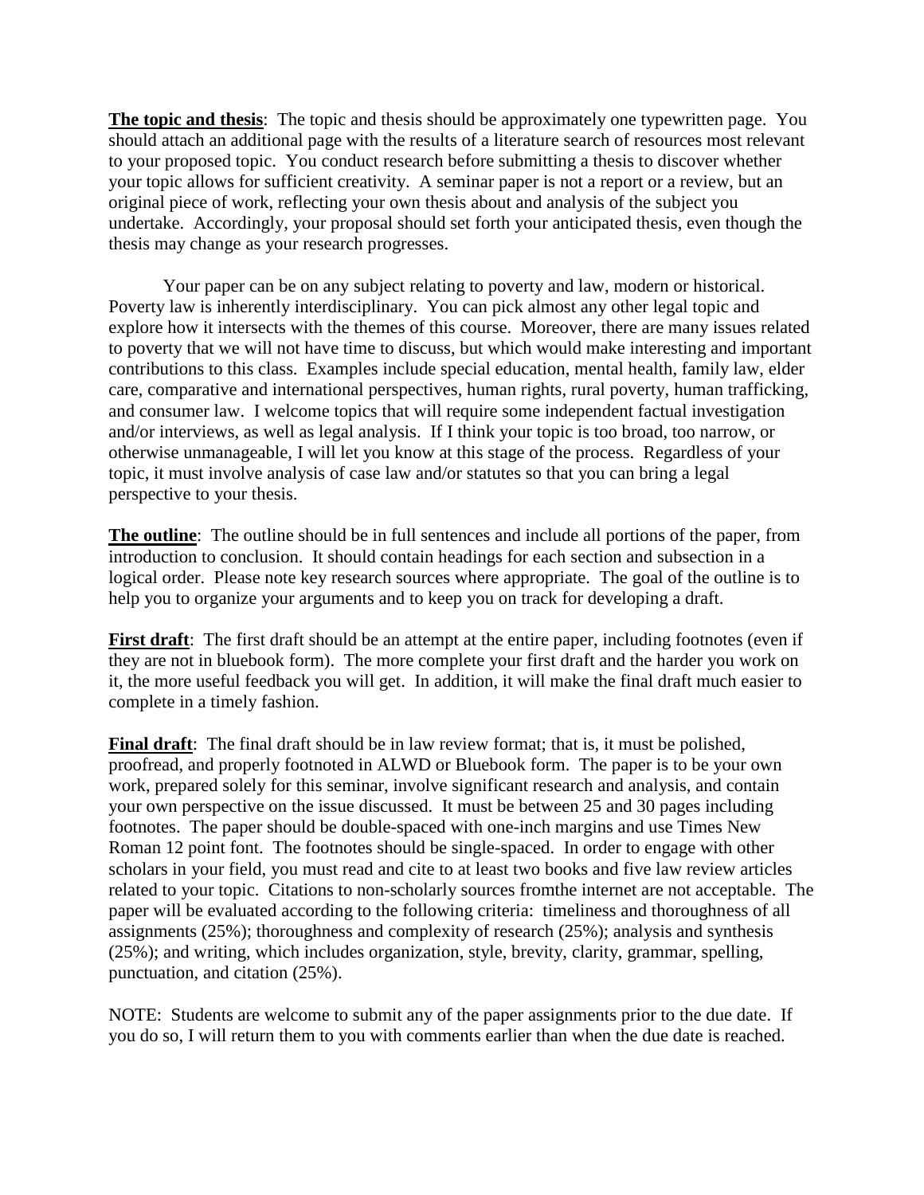**The topic and thesis**: The topic and thesis should be approximately one typewritten page. You should attach an additional page with the results of a literature search of resources most relevant to your proposed topic. You conduct research before submitting a thesis to discover whether your topic allows for sufficient creativity. A seminar paper is not a report or a review, but an original piece of work, reflecting your own thesis about and analysis of the subject you undertake. Accordingly, your proposal should set forth your anticipated thesis, even though the thesis may change as your research progresses.

Your paper can be on any subject relating to poverty and law, modern or historical. Poverty law is inherently interdisciplinary. You can pick almost any other legal topic and explore how it intersects with the themes of this course. Moreover, there are many issues related to poverty that we will not have time to discuss, but which would make interesting and important contributions to this class. Examples include special education, mental health, family law, elder care, comparative and international perspectives, human rights, rural poverty, human trafficking, and consumer law. I welcome topics that will require some independent factual investigation and/or interviews, as well as legal analysis. If I think your topic is too broad, too narrow, or otherwise unmanageable, I will let you know at this stage of the process. Regardless of your topic, it must involve analysis of case law and/or statutes so that you can bring a legal perspective to your thesis.

**The outline**: The outline should be in full sentences and include all portions of the paper, from introduction to conclusion. It should contain headings for each section and subsection in a logical order. Please note key research sources where appropriate. The goal of the outline is to help you to organize your arguments and to keep you on track for developing a draft.

**First draft**: The first draft should be an attempt at the entire paper, including footnotes (even if they are not in bluebook form). The more complete your first draft and the harder you work on it, the more useful feedback you will get. In addition, it will make the final draft much easier to complete in a timely fashion.

**Final draft**: The final draft should be in law review format; that is, it must be polished, proofread, and properly footnoted in ALWD or Bluebook form. The paper is to be your own work, prepared solely for this seminar, involve significant research and analysis, and contain your own perspective on the issue discussed. It must be between 25 and 30 pages including footnotes. The paper should be double-spaced with one-inch margins and use Times New Roman 12 point font. The footnotes should be single-spaced. In order to engage with other scholars in your field, you must read and cite to at least two books and five law review articles related to your topic. Citations to non-scholarly sources fromthe internet are not acceptable. The paper will be evaluated according to the following criteria: timeliness and thoroughness of all assignments (25%); thoroughness and complexity of research (25%); analysis and synthesis (25%); and writing, which includes organization, style, brevity, clarity, grammar, spelling, punctuation, and citation (25%).

NOTE: Students are welcome to submit any of the paper assignments prior to the due date. If you do so, I will return them to you with comments earlier than when the due date is reached.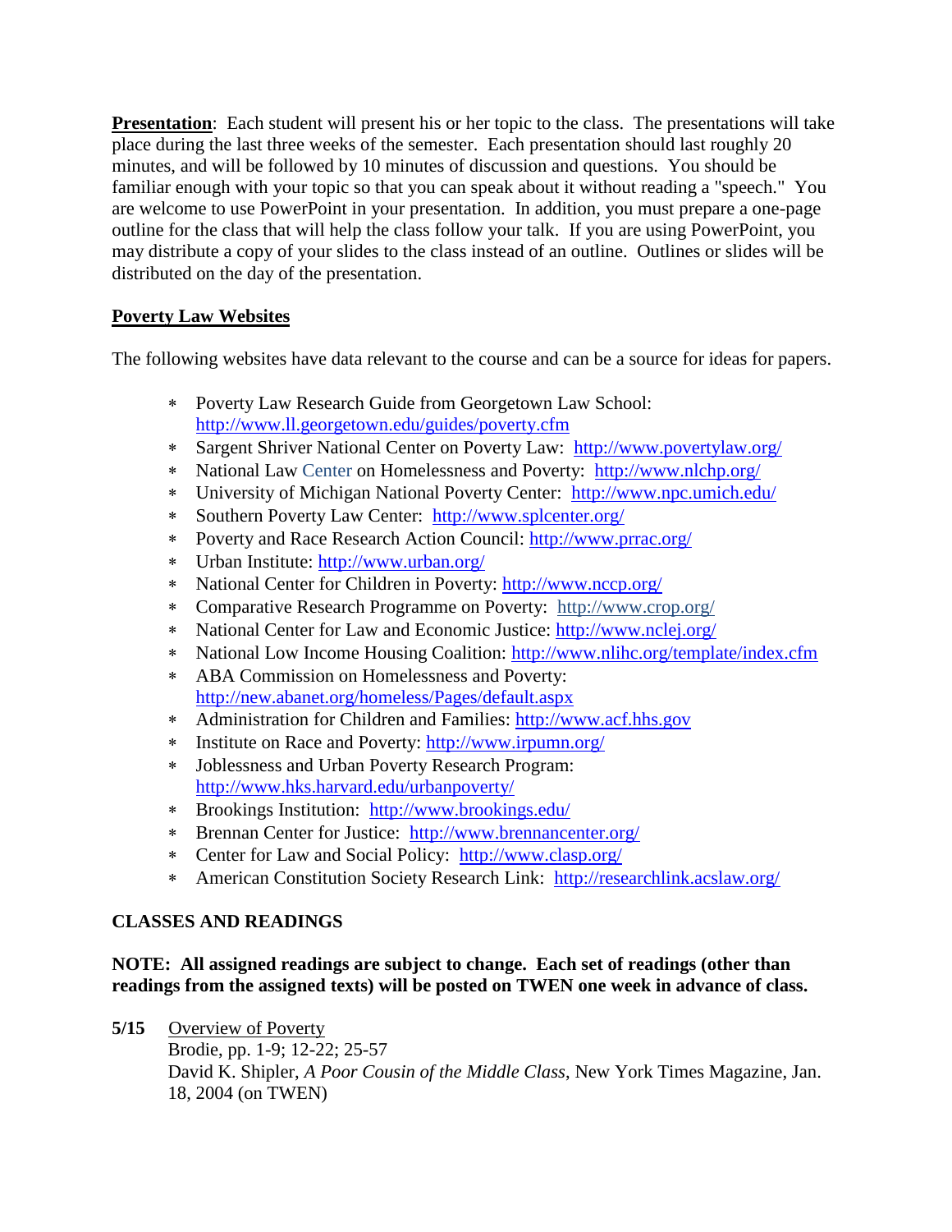**Presentation**: Each student will present his or her topic to the class. The presentations will take place during the last three weeks of the semester. Each presentation should last roughly 20 minutes, and will be followed by 10 minutes of discussion and questions. You should be familiar enough with your topic so that you can speak about it without reading a "speech." You are welcome to use PowerPoint in your presentation. In addition, you must prepare a one-page outline for the class that will help the class follow your talk. If you are using PowerPoint, you may distribute a copy of your slides to the class instead of an outline. Outlines or slides will be distributed on the day of the presentation.

**Poverty Law Websites**

The following websites have data relevant to the course and can be a source for ideas for papers.

- Poverty Law Research Guide from Georgetown Law School: http://www.ll.georgetown.edu/guides/poverty.cfm
- Sargent Shriver National Center on Poverty Law: http://www.povertylaw.org/
- National Law Center on Homelessness and Poverty: http://www.nlchp.org/
- University of Michigan National Poverty Center: http://www.npc.umich.edu/
- Southern Poverty Law Center: http://www.splcenter.org/
- Poverty and Race Research Action Council: http://www.prrac.org/
- Urban Institute: http://www.urban.org/
- National Center for Children in Poverty: http://www.nccp.org/
- Comparative Research Programme on Poverty: http://www.crop.org/
- National Center for Law and Economic Justice: http://www.nclej.org/
- National Low Income Housing Coalition: http://www.nlihc.org/template/index.cfm
- ABA Commission on Homelessness and Poverty: http://new.abanet.org/homeless/Pages/default.aspx
- Administration for Children and Families: http://www.acf.hhs.gov
- Institute on Race and Poverty: http://www.irpumn.org/
- Joblessness and Urban Poverty Research Program: http://www.hks.harvard.edu/urbanpoverty/
- Brookings Institution: http://www.brookings.edu/
- Brennan Center for Justice: http://www.brennancenter.org/
- Center for Law and Social Policy: http://www.clasp.org/
- American Constitution Society Research Link: http://researchlink.acslaw.org/

**CLASSES AND READINGS**

**NOTE: All assigned readings are subject to change. Each set of readings (other than readings from the assigned texts) will be posted on TWEN one week in advance of class.**

**5/15** Overview of Poverty
Brodie, pp. 1-9; 12-22; 25-57
David K. Shipler, *A Poor Cousin of the Middle Class*, New York Times Magazine, Jan. 18, 2004 (on TWEN)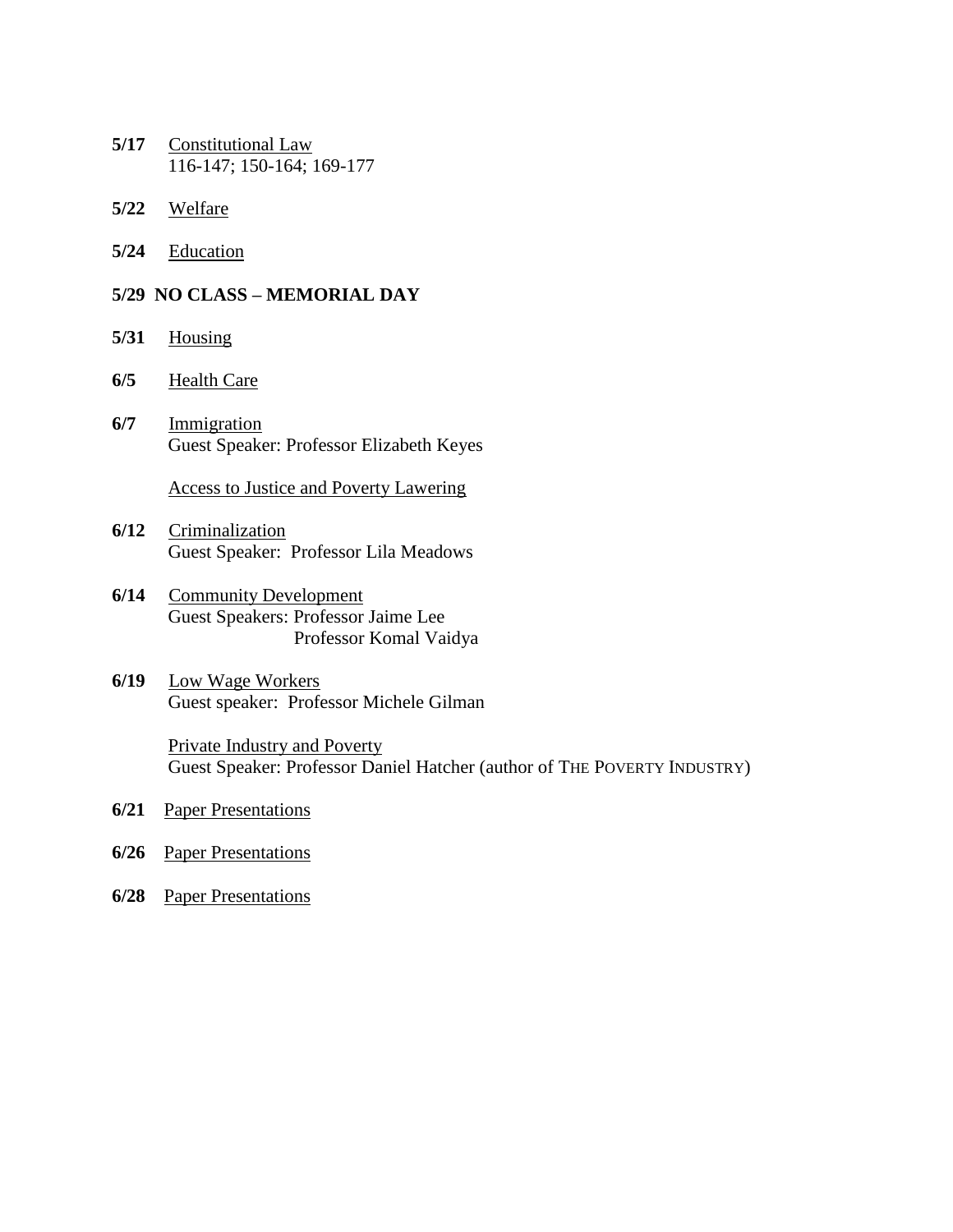**5/17** Constitutional Law
116-147; 150-164; 169-177

**5/22** Welfare

**5/24** Education

**5/29 NO CLASS – MEMORIAL DAY**

**5/31** Housing

**6/5** Health Care

**6/7** Immigration
Guest Speaker: Professor Elizabeth Keyes

Access to Justice and Poverty Lawering

**6/12** Criminalization
Guest Speaker: Professor Lila Meadows

**6/14** Community Development
Guest Speakers: Professor Jaime Lee
Professor Komal Vaidya

**6/19** Low Wage Workers
Guest speaker: Professor Michele Gilman

Private Industry and Poverty
Guest Speaker: Professor Daniel Hatcher (author of THE POVERTY INDUSTRY)

**6/21** Paper Presentations

**6/26** Paper Presentations

**6/28** Paper Presentations